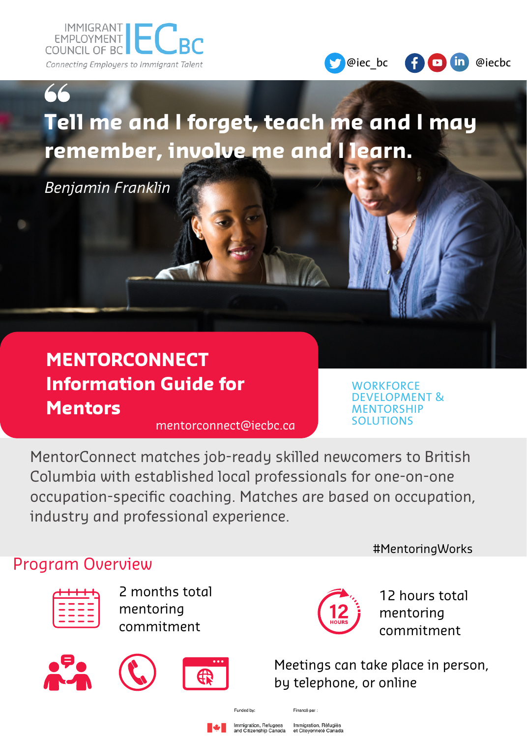IMMIGRANT EMPLOYMENT COUNCIL OF BC IECBC

*Connecting Employers to Immigrant Talent*

@iec_bc @iecbc

> **Tell me and I forget, teach me and I may remember, involve me and I learn.**
>
> *Benjamin Franklin*

# MENTORCONNECT Information Guide for Mentors

mentorconnect@iecbc.ca

WORKFORCE DEVELOPMENT & MENTORSHIP SOLUTIONS

MentorConnect matches job-ready skilled newcomers to British Columbia with established local professionals for one-on-one occupation-specific coaching. Matches are based on occupation, industry and professional experience.

#MentoringWorks

## Program Overview

- 2 months total mentoring commitment
- 12 hours total mentoring commitment
- Meetings can take place in person, by telephone, or online

Funded by: Immigration, Refugees and Citizenship Canada

Financé par : Immigration, Réfugiés et Citoyenneté Canada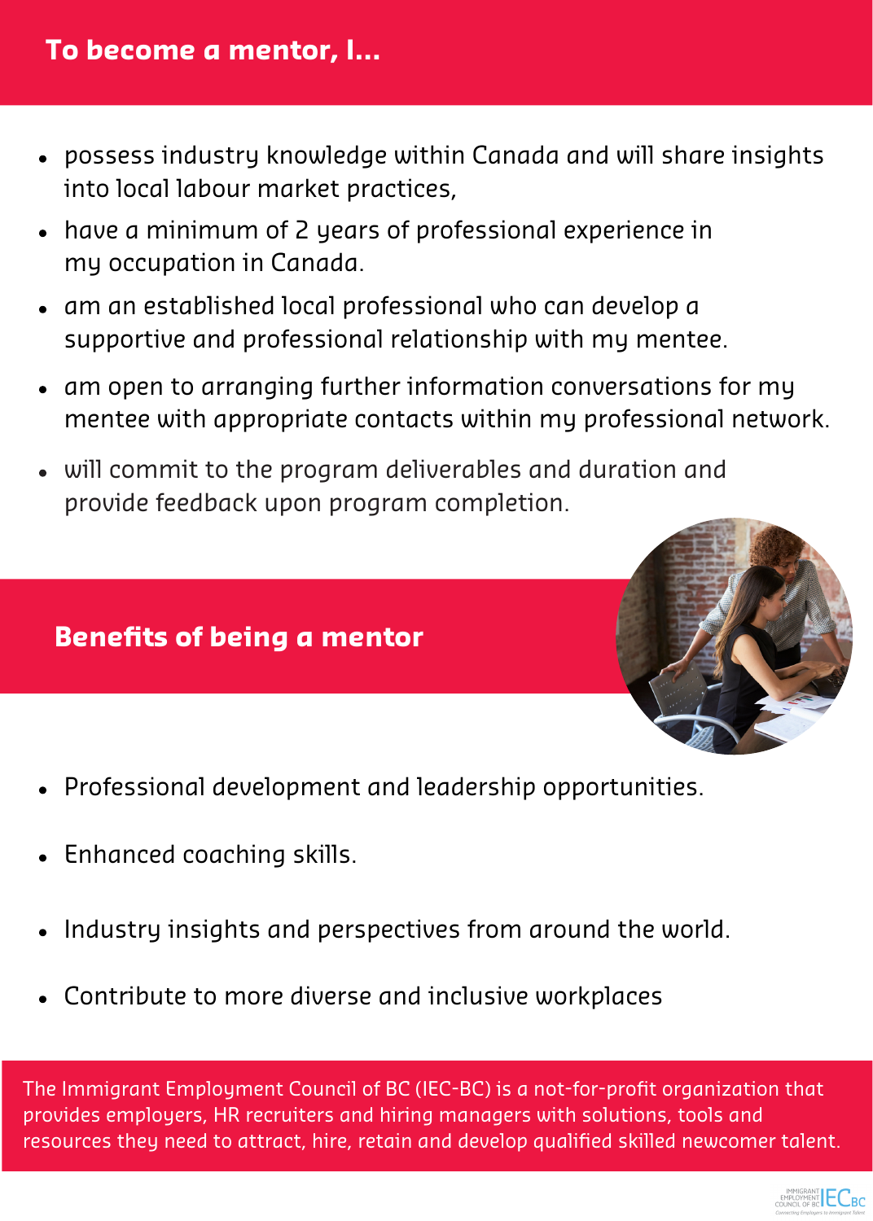## To become a mentor, I...

- possess industry knowledge within Canada and will share insights into local labour market practices,
- have a minimum of 2 years of professional experience in my occupation in Canada.
- am an established local professional who can develop a supportive and professional relationship with my mentee.
- am open to arranging further information conversations for my mentee with appropriate contacts within my professional network.
- will commit to the program deliverables and duration and provide feedback upon program completion.

## Benefits of being a mentor

- Professional development and leadership opportunities.
- Enhanced coaching skills.
- Industry insights and perspectives from around the world.
- Contribute to more diverse and inclusive workplaces

The Immigrant Employment Council of BC (IEC-BC) is a not-for-profit organization that provides employers, HR recruiters and hiring managers with solutions, tools and resources they need to attract, hire, retain and develop qualified skilled newcomer talent.